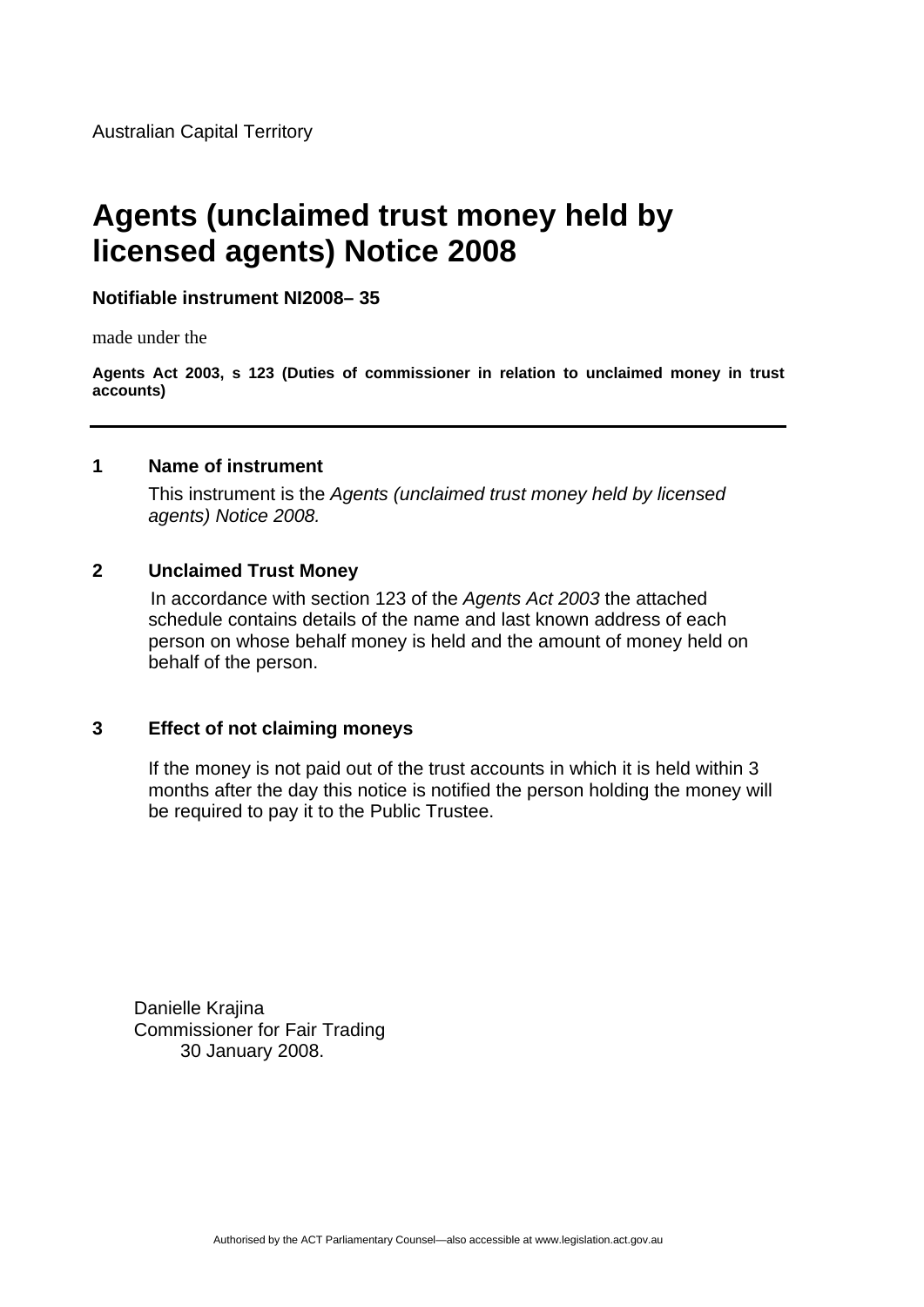Australian Capital Territory

# Agents (unclaimed trust money held by licensed agents) Notice 2008

**Notifiable instrument NI2008– 35**

made under the

**Agents Act 2003, s 123 (Duties of commissioner in relation to unclaimed money in trust accounts)**

---

## 1 Name of instrument

This instrument is the *Agents (unclaimed trust money held by licensed agents) Notice 2008.*

## 2 Unclaimed Trust Money

In accordance with section 123 of the *Agents Act 2003* the attached schedule contains details of the name and last known address of each person on whose behalf money is held and the amount of money held on behalf of the person.

## 3 Effect of not claiming moneys

If the money is not paid out of the trust accounts in which it is held within 3 months after the day this notice is notified the person holding the money will be required to pay it to the Public Trustee.

Danielle Krajina
Commissioner for Fair Trading
30 January 2008.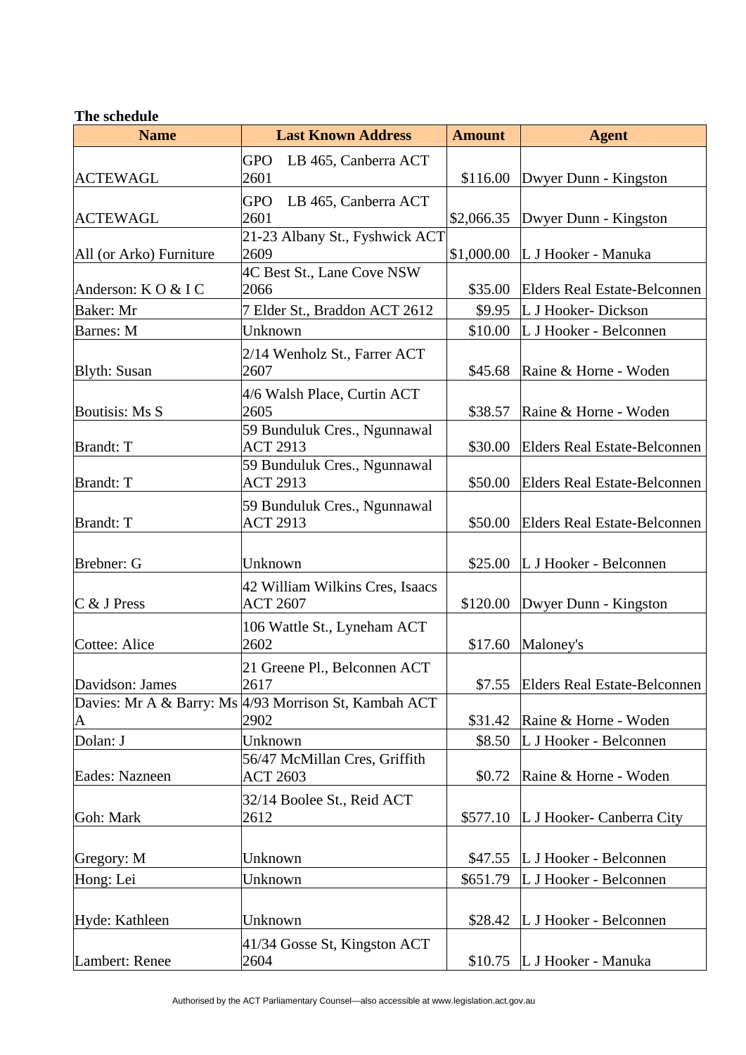**The schedule**

| Name | Last Known Address | Amount | Agent |
|---|---|---|---|
| ACTEWAGL | GPO LB 465, Canberra ACT 2601 | $116.00 | Dwyer Dunn - Kingston |
| ACTEWAGL | GPO LB 465, Canberra ACT 2601 | $2,066.35 | Dwyer Dunn - Kingston |
| All (or Arko) Furniture | 21-23 Albany St., Fyshwick ACT 2609 | $1,000.00 | L J Hooker - Manuka |
| Anderson: K O & I C | 4C Best St., Lane Cove NSW 2066 | $35.00 | Elders Real Estate-Belconnen |
| Baker: Mr | 7 Elder St., Braddon ACT 2612 | $9.95 | L J Hooker- Dickson |
| Barnes: M | Unknown | $10.00 | L J Hooker - Belconnen |
| Blyth: Susan | 2/14 Wenholz St., Farrer ACT 2607 | $45.68 | Raine & Horne - Woden |
| Boutisis: Ms S | 4/6 Walsh Place, Curtin ACT 2605 | $38.57 | Raine & Horne - Woden |
| Brandt: T | 59 Bunduluk Cres., Ngunnawal ACT 2913 | $30.00 | Elders Real Estate-Belconnen |
| Brandt: T | 59 Bunduluk Cres., Ngunnawal ACT 2913 | $50.00 | Elders Real Estate-Belconnen |
| Brandt: T | 59 Bunduluk Cres., Ngunnawal ACT 2913 | $50.00 | Elders Real Estate-Belconnen |
| Brebner: G | Unknown | $25.00 | L J Hooker - Belconnen |
| C & J Press | 42 William Wilkins Cres, Isaacs ACT 2607 | $120.00 | Dwyer Dunn - Kingston |
| Cottee: Alice | 106 Wattle St., Lyneham ACT 2602 | $17.60 | Maloney's |
| Davidson: James | 21 Greene Pl., Belconnen ACT 2617 | $7.55 | Elders Real Estate-Belconnen |
| Davies: Mr A & Barry: Ms A | 4/93 Morrison St, Kambah ACT 2902 | $31.42 | Raine & Horne - Woden |
| Dolan: J | Unknown | $8.50 | L J Hooker - Belconnen |
| Eades: Nazneen | 56/47 McMillan Cres, Griffith ACT 2603 | $0.72 | Raine & Horne - Woden |
| Goh: Mark | 32/14 Boolee St., Reid ACT 2612 | $577.10 | L J Hooker- Canberra City |
| Gregory: M | Unknown | $47.55 | L J Hooker - Belconnen |
| Hong: Lei | Unknown | $651.79 | L J Hooker - Belconnen |
| Hyde: Kathleen | Unknown | $28.42 | L J Hooker - Belconnen |
| Lambert: Renee | 41/34 Gosse St, Kingston ACT 2604 | $10.75 | L J Hooker - Manuka |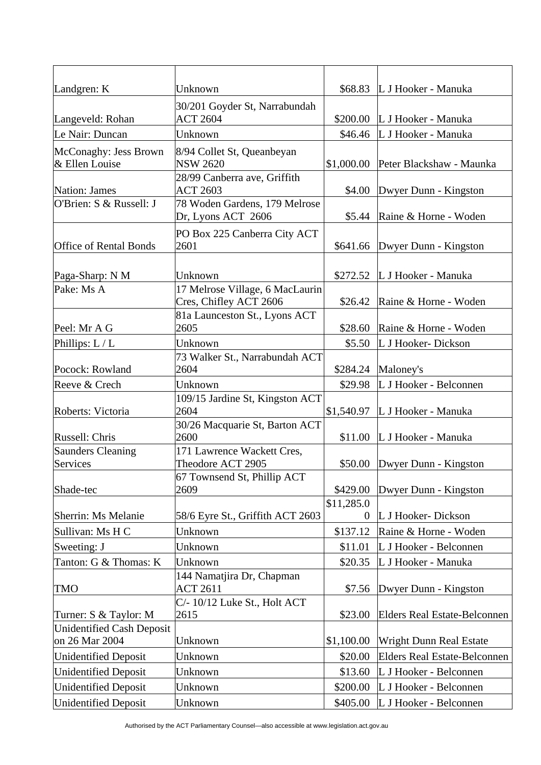| | | | |
|---|---|---|---|
| Landgren: K | Unknown | $68.83 | L J Hooker - Manuka |
| Langeveld: Rohan | 30/201 Goyder St, Narrabundah ACT 2604 | $200.00 | L J Hooker - Manuka |
| Le Nair: Duncan | Unknown | $46.46 | L J Hooker - Manuka |
| McConaghy: Jess Brown & Ellen Louise | 8/94 Collet St, Queanbeyan NSW 2620 | $1,000.00 | Peter Blackshaw - Maunka |
| Nation: James | 28/99 Canberra ave, Griffith ACT 2603 | $4.00 | Dwyer Dunn - Kingston |
| O'Brien: S & Russell: J | 78 Woden Gardens, 179 Melrose Dr, Lyons ACT 2606 | $5.44 | Raine & Horne - Woden |
| Office of Rental Bonds | PO Box 225 Canberra City ACT 2601 | $641.66 | Dwyer Dunn - Kingston |
| Paga-Sharp: N M | Unknown | $272.52 | L J Hooker - Manuka |
| Pake: Ms A | 17 Melrose Village, 6 MacLaurin Cres, Chifley ACT 2606 | $26.42 | Raine & Horne - Woden |
| Peel: Mr A G | 81a Launceston St., Lyons ACT 2605 | $28.60 | Raine & Horne - Woden |
| Phillips: L / L | Unknown | $5.50 | L J Hooker- Dickson |
| Pocock: Rowland | 73 Walker St., Narrabundah ACT 2604 | $284.24 | Maloney's |
| Reeve & Crech | Unknown | $29.98 | L J Hooker - Belconnen |
| Roberts: Victoria | 109/15 Jardine St, Kingston ACT 2604 | $1,540.97 | L J Hooker - Manuka |
| Russell: Chris | 30/26 Macquarie St, Barton ACT 2600 | $11.00 | L J Hooker - Manuka |
| Saunders Cleaning Services | 171 Lawrence Wackett Cres, Theodore ACT 2905 | $50.00 | Dwyer Dunn - Kingston |
| Shade-tec | 67 Townsend St, Phillip ACT 2609 | $429.00 | Dwyer Dunn - Kingston |
| Sherrin: Ms Melanie | 58/6 Eyre St., Griffith ACT 2603 | $11,285.00 | L J Hooker- Dickson |
| Sullivan: Ms H C | Unknown | $137.12 | Raine & Horne - Woden |
| Sweeting: J | Unknown | $11.01 | L J Hooker - Belconnen |
| Tanton: G & Thomas: K | Unknown | $20.35 | L J Hooker - Manuka |
| TMO | 144 Namatjira Dr, Chapman ACT 2611 | $7.56 | Dwyer Dunn - Kingston |
| Turner: S & Taylor: M | C/- 10/12 Luke St., Holt ACT 2615 | $23.00 | Elders Real Estate-Belconnen |
| Unidentified Cash Deposit on 26 Mar 2004 | Unknown | $1,100.00 | Wright Dunn Real Estate |
| Unidentified Deposit | Unknown | $20.00 | Elders Real Estate-Belconnen |
| Unidentified Deposit | Unknown | $13.60 | L J Hooker - Belconnen |
| Unidentified Deposit | Unknown | $200.00 | L J Hooker - Belconnen |
| Unidentified Deposit | Unknown | $405.00 | L J Hooker - Belconnen |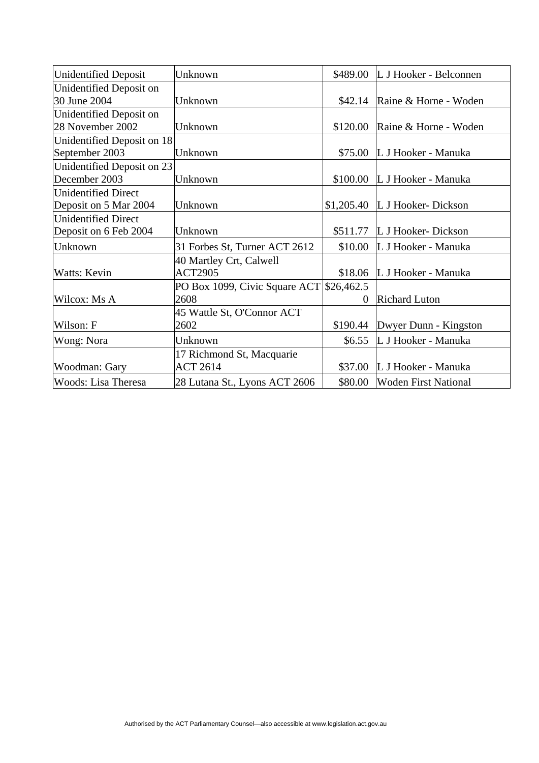| | | | |
|---|---|---|---|
| Unidentified Deposit | Unknown | $489.00 | L J Hooker - Belconnen |
| Unidentified Deposit on 30 June 2004 | Unknown | $42.14 | Raine & Horne - Woden |
| Unidentified Deposit on 28 November 2002 | Unknown | $120.00 | Raine & Horne - Woden |
| Unidentified Deposit on 18 September 2003 | Unknown | $75.00 | L J Hooker - Manuka |
| Unidentified Deposit on 23 December 2003 | Unknown | $100.00 | L J Hooker - Manuka |
| Unidentified Direct Deposit on 5 Mar 2004 | Unknown | $1,205.40 | L J Hooker- Dickson |
| Unidentified Direct Deposit on 6 Feb 2004 | Unknown | $511.77 | L J Hooker- Dickson |
| Unknown | 31 Forbes St, Turner ACT 2612 | $10.00 | L J Hooker - Manuka |
| Watts: Kevin | 40 Martley Crt, Calwell ACT2905 | $18.06 | L J Hooker - Manuka |
| Wilcox: Ms A | PO Box 1099, Civic Square ACT 2608 | $26,462.50 | Richard Luton |
| Wilson: F | 45 Wattle St, O'Connor ACT 2602 | $190.44 | Dwyer Dunn - Kingston |
| Wong: Nora | Unknown | $6.55 | L J Hooker - Manuka |
| Woodman: Gary | 17 Richmond St, Macquarie ACT 2614 | $37.00 | L J Hooker - Manuka |
| Woods: Lisa Theresa | 28 Lutana St., Lyons ACT 2606 | $80.00 | Woden First National |